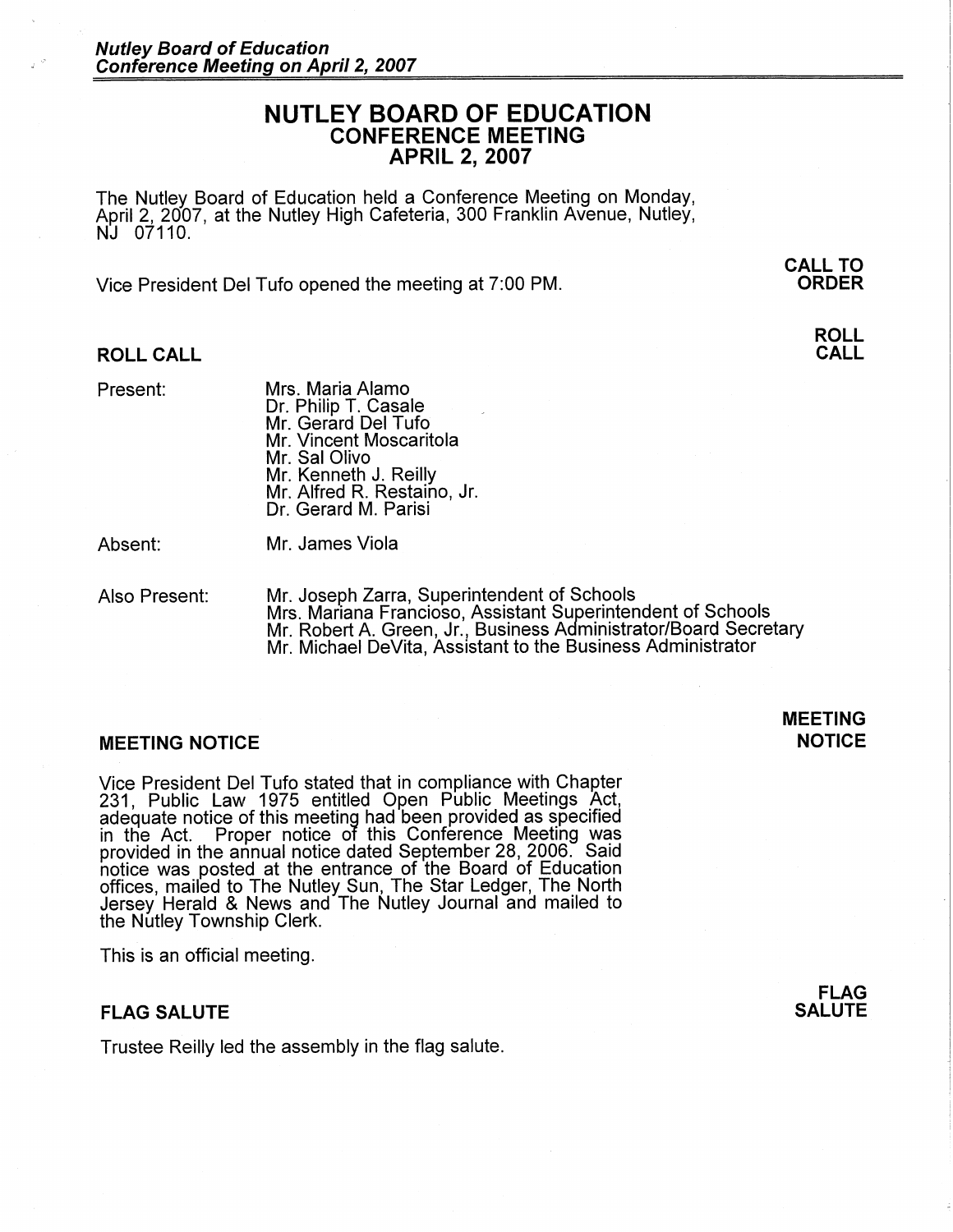# NUTLEY BOARD OF EDUCATION
## CONFERENCE MEETING
## APRIL 2, 2007

The Nutley Board of Education held a Conference Meeting on Monday, April 2, 2007, at the Nutley High Cafeteria, 300 Franklin Avenue, Nutley, NJ 07110.

**CALL TO ORDER**

Vice President Del Tufo opened the meeting at 7:00 PM.

## ROLL CALL

Present:
- Mrs. Maria Alamo
- Dr. Philip T. Casale
- Mr. Gerard Del Tufo
- Mr. Vincent Moscaritola
- Mr. Sal Olivo
- Mr. Kenneth J. Reilly
- Mr. Alfred R. Restaino, Jr.
- Dr. Gerard M. Parisi

Absent:
- Mr. James Viola

Also Present:
- Mr. Joseph Zarra, Superintendent of Schools
- Mrs. Mariana Francioso, Assistant Superintendent of Schools
- Mr. Robert A. Green, Jr., Business Administrator/Board Secretary
- Mr. Michael DeVita, Assistant to the Business Administrator

## MEETING NOTICE

Vice President Del Tufo stated that in compliance with Chapter 231, Public Law 1975 entitled Open Public Meetings Act, adequate notice of this meeting had been provided as specified in the Act. Proper notice of this Conference Meeting was provided in the annual notice dated September 28, 2006. Said notice was posted at the entrance of the Board of Education offices, mailed to The Nutley Sun, The Star Ledger, The North Jersey Herald & News and The Nutley Journal and mailed to the Nutley Township Clerk.

This is an official meeting.

## FLAG SALUTE

Trustee Reilly led the assembly in the flag salute.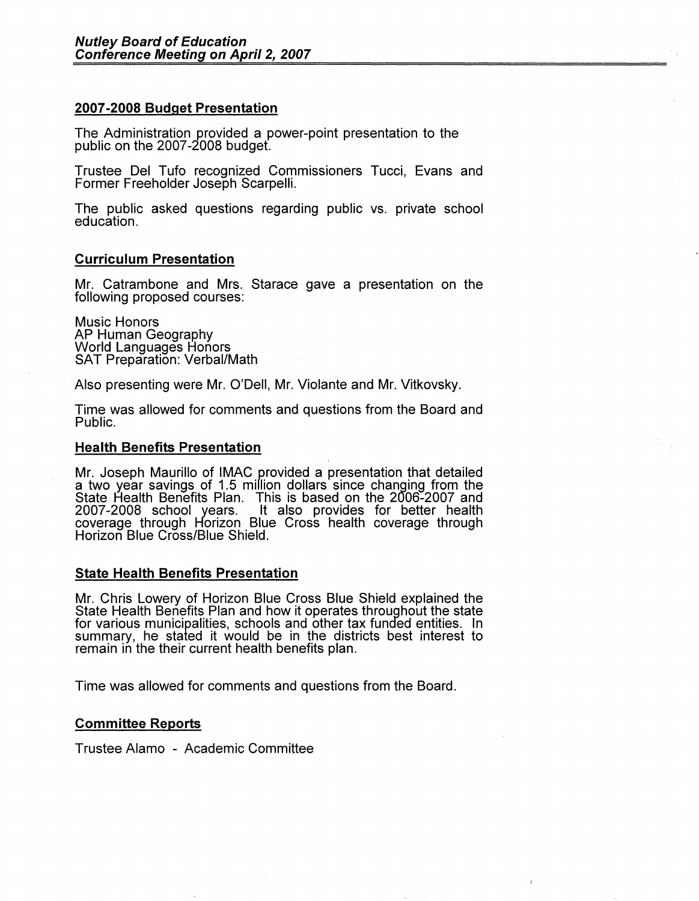## 2007-2008 Budget Presentation

The Administration provided a power-point presentation to the public on the 2007-2008 budget.

Trustee Del Tufo recognized Commissioners Tucci, Evans and Former Freeholder Joseph Scarpelli.

The public asked questions regarding public vs. private school education.

## Curriculum Presentation

Mr. Catrambone and Mrs. Starace gave a presentation on the following proposed courses:

Music Honors
AP Human Geography
World Languages Honors
SAT Preparation: Verbal/Math

Also presenting were Mr. O'Dell, Mr. Violante and Mr. Vitkovsky.

Time was allowed for comments and questions from the Board and Public.

## Health Benefits Presentation

Mr. Joseph Maurillo of IMAC provided a presentation that detailed a two year savings of 1.5 million dollars since changing from the State Health Benefits Plan. This is based on the 2006-2007 and 2007-2008 school years. It also provides for better health coverage through Horizon Blue Cross health coverage through Horizon Blue Cross/Blue Shield.

## State Health Benefits Presentation

Mr. Chris Lowery of Horizon Blue Cross Blue Shield explained the State Health Benefits Plan and how it operates throughout the state for various municipalities, schools and other tax funded entities. In summary, he stated it would be in the districts best interest to remain in the their current health benefits plan.

Time was allowed for comments and questions from the Board.

## Committee Reports

Trustee Alamo - Academic Committee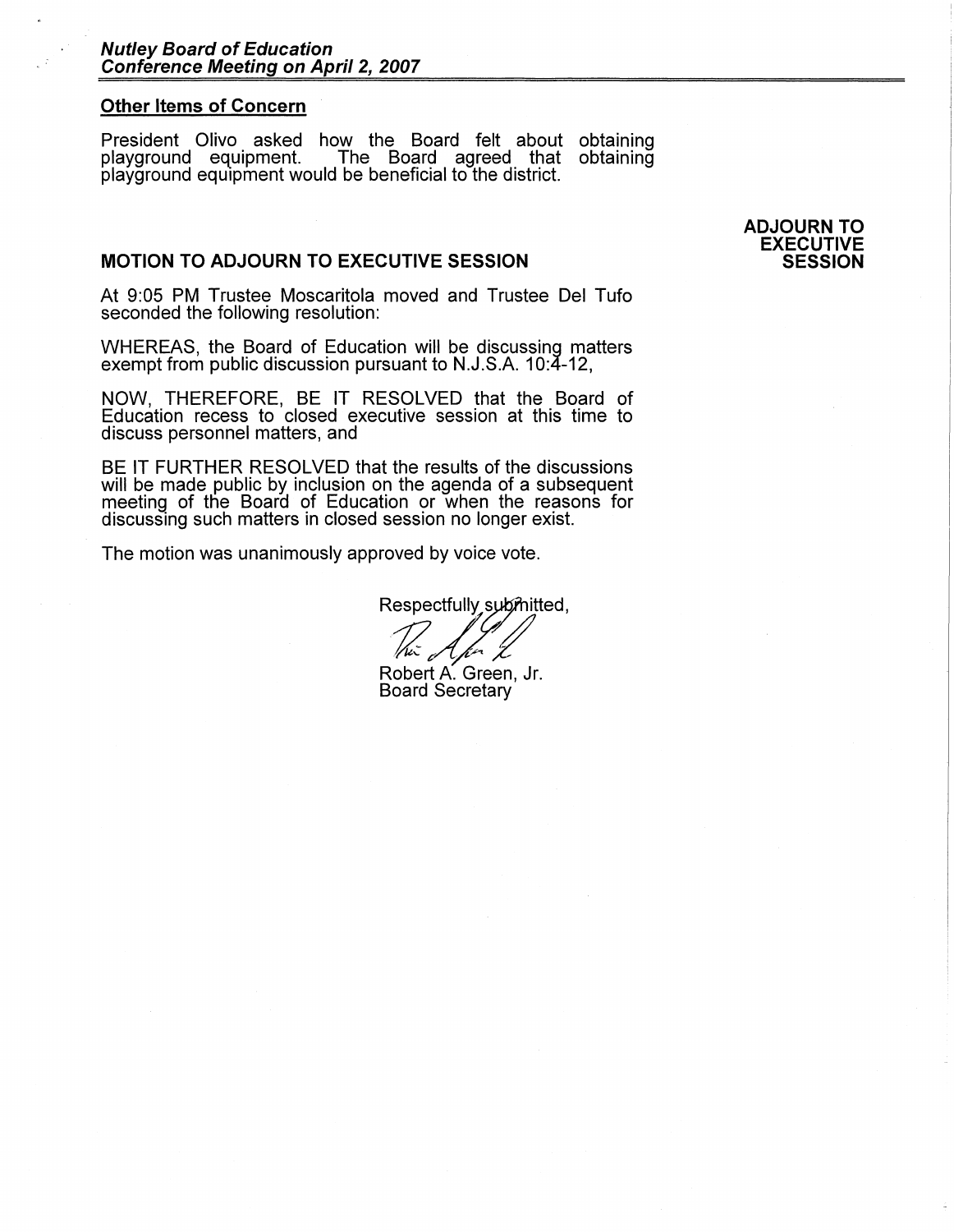### Other Items of Concern

President Olivo asked how the Board felt about obtaining playground equipment. The Board agreed that obtaining playground equipment would be beneficial to the district.

**ADJOURN TO EXECUTIVE SESSION**

### MOTION TO ADJOURN TO EXECUTIVE SESSION

At 9:05 PM Trustee Moscaritola moved and Trustee Del Tufo seconded the following resolution:

WHEREAS, the Board of Education will be discussing matters exempt from public discussion pursuant to N.J.S.A. 10:4-12,

NOW, THEREFORE, BE IT RESOLVED that the Board of Education recess to closed executive session at this time to discuss personnel matters, and

BE IT FURTHER RESOLVED that the results of the discussions will be made public by inclusion on the agenda of a subsequent meeting of the Board of Education or when the reasons for discussing such matters in closed session no longer exist.

The motion was unanimously approved by voice vote.

Respectfully submitted,

Robert A. Green, Jr.
Board Secretary